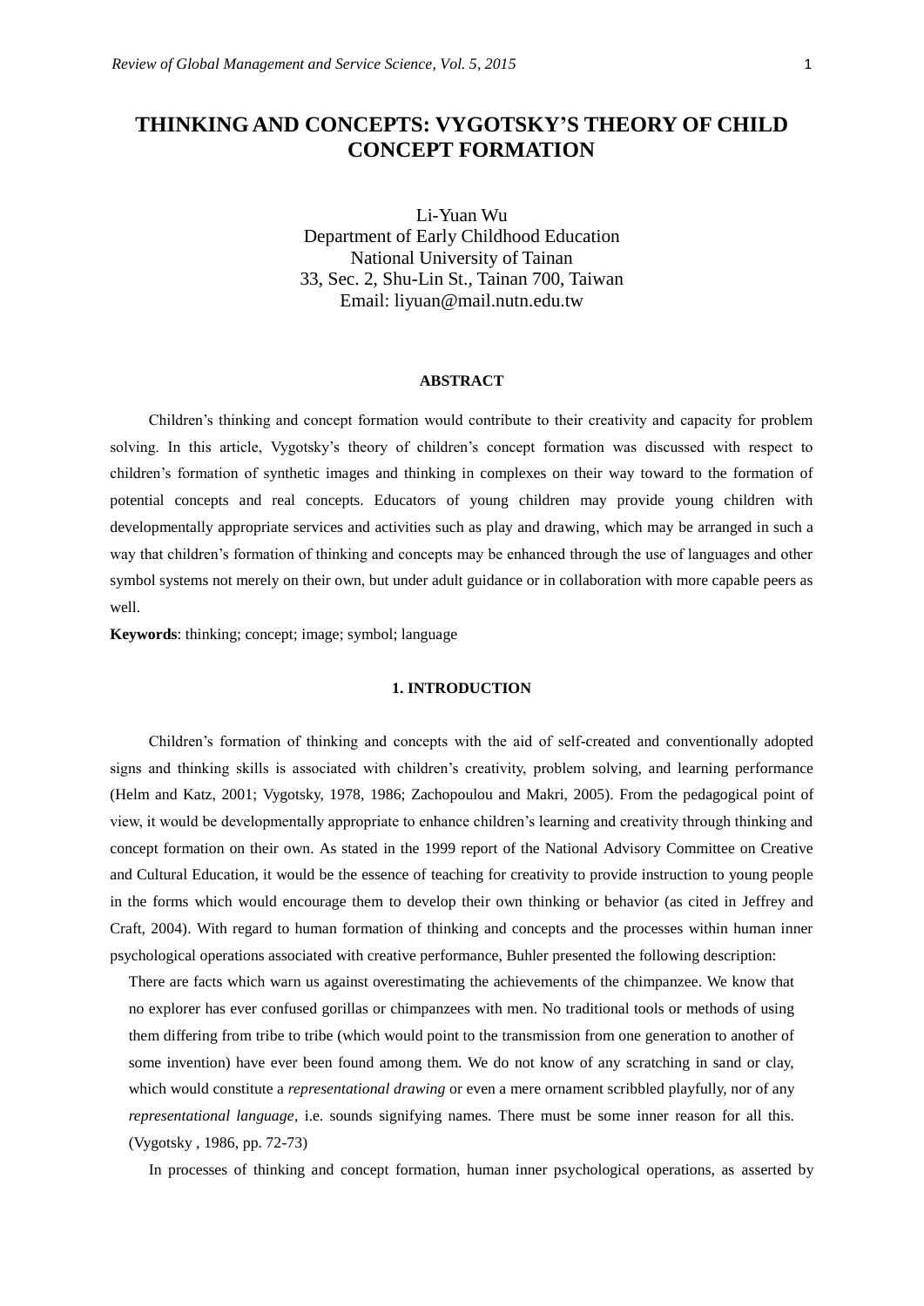# THINKING AND CONCEPTS: VYGOTSKY'S THEORY OF CHILD CONCEPT FORMATION

Li-Yuan Wu
Department of Early Childhood Education
National University of Tainan
33, Sec. 2, Shu-Lin St., Tainan 700, Taiwan
Email: liyuan@mail.nutn.edu.tw

### ABSTRACT

Children's thinking and concept formation would contribute to their creativity and capacity for problem solving. In this article, Vygotsky's theory of children's concept formation was discussed with respect to children's formation of synthetic images and thinking in complexes on their way toward to the formation of potential concepts and real concepts. Educators of young children may provide young children with developmentally appropriate services and activities such as play and drawing, which may be arranged in such a way that children's formation of thinking and concepts may be enhanced through the use of languages and other symbol systems not merely on their own, but under adult guidance or in collaboration with more capable peers as well.

**Keywords**: thinking; concept; image; symbol; language

## 1. INTRODUCTION

Children's formation of thinking and concepts with the aid of self-created and conventionally adopted signs and thinking skills is associated with children's creativity, problem solving, and learning performance (Helm and Katz, 2001; Vygotsky, 1978, 1986; Zachopoulou and Makri, 2005). From the pedagogical point of view, it would be developmentally appropriate to enhance children's learning and creativity through thinking and concept formation on their own. As stated in the 1999 report of the National Advisory Committee on Creative and Cultural Education, it would be the essence of teaching for creativity to provide instruction to young people in the forms which would encourage them to develop their own thinking or behavior (as cited in Jeffrey and Craft, 2004). With regard to human formation of thinking and concepts and the processes within human inner psychological operations associated with creative performance, Buhler presented the following description:

> There are facts which warn us against overestimating the achievements of the chimpanzee. We know that no explorer has ever confused gorillas or chimpanzees with men. No traditional tools or methods of using them differing from tribe to tribe (which would point to the transmission from one generation to another of some invention) have ever been found among them. We do not know of any scratching in sand or clay, which would constitute a *representational drawing* or even a mere ornament scribbled playfully, nor of any *representational language*, i.e. sounds signifying names. There must be some inner reason for all this. (Vygotsky , 1986, pp. 72-73)

In processes of thinking and concept formation, human inner psychological operations, as asserted by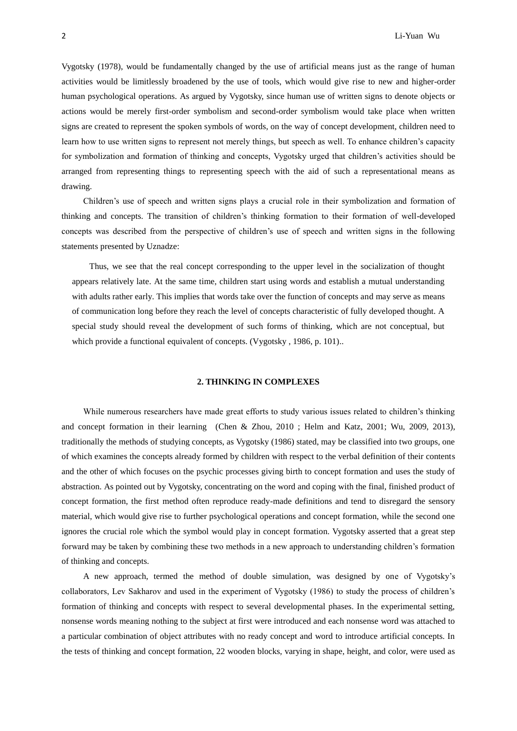Vygotsky (1978), would be fundamentally changed by the use of artificial means just as the range of human activities would be limitlessly broadened by the use of tools, which would give rise to new and higher-order human psychological operations. As argued by Vygotsky, since human use of written signs to denote objects or actions would be merely first-order symbolism and second-order symbolism would take place when written signs are created to represent the spoken symbols of words, on the way of concept development, children need to learn how to use written signs to represent not merely things, but speech as well. To enhance children's capacity for symbolization and formation of thinking and concepts, Vygotsky urged that children's activities should be arranged from representing things to representing speech with the aid of such a representational means as drawing.

Children's use of speech and written signs plays a crucial role in their symbolization and formation of thinking and concepts. The transition of children's thinking formation to their formation of well-developed concepts was described from the perspective of children's use of speech and written signs in the following statements presented by Uznadze:

> Thus, we see that the real concept corresponding to the upper level in the socialization of thought appears relatively late. At the same time, children start using words and establish a mutual understanding with adults rather early. This implies that words take over the function of concepts and may serve as means of communication long before they reach the level of concepts characteristic of fully developed thought. A special study should reveal the development of such forms of thinking, which are not conceptual, but which provide a functional equivalent of concepts. (Vygotsky , 1986, p. 101)..

## 2. THINKING IN COMPLEXES

While numerous researchers have made great efforts to study various issues related to children's thinking and concept formation in their learning (Chen & Zhou, 2010 ; Helm and Katz, 2001; Wu, 2009, 2013), traditionally the methods of studying concepts, as Vygotsky (1986) stated, may be classified into two groups, one of which examines the concepts already formed by children with respect to the verbal definition of their contents and the other of which focuses on the psychic processes giving birth to concept formation and uses the study of abstraction. As pointed out by Vygotsky, concentrating on the word and coping with the final, finished product of concept formation, the first method often reproduce ready-made definitions and tend to disregard the sensory material, which would give rise to further psychological operations and concept formation, while the second one ignores the crucial role which the symbol would play in concept formation. Vygotsky asserted that a great step forward may be taken by combining these two methods in a new approach to understanding children's formation of thinking and concepts.

A new approach, termed the method of double simulation, was designed by one of Vygotsky's collaborators, Lev Sakharov and used in the experiment of Vygotsky (1986) to study the process of children's formation of thinking and concepts with respect to several developmental phases. In the experimental setting, nonsense words meaning nothing to the subject at first were introduced and each nonsense word was attached to a particular combination of object attributes with no ready concept and word to introduce artificial concepts. In the tests of thinking and concept formation, 22 wooden blocks, varying in shape, height, and color, were used as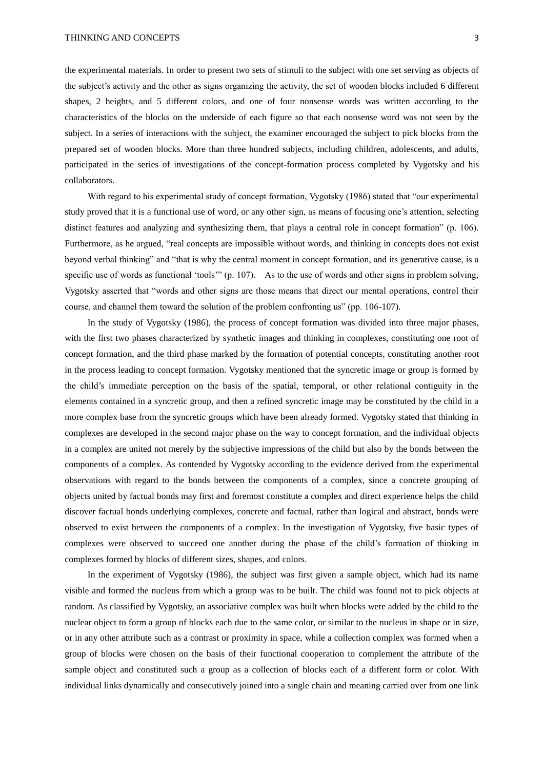the experimental materials. In order to present two sets of stimuli to the subject with one set serving as objects of the subject's activity and the other as signs organizing the activity, the set of wooden blocks included 6 different shapes, 2 heights, and 5 different colors, and one of four nonsense words was written according to the characteristics of the blocks on the underside of each figure so that each nonsense word was not seen by the subject. In a series of interactions with the subject, the examiner encouraged the subject to pick blocks from the prepared set of wooden blocks. More than three hundred subjects, including children, adolescents, and adults, participated in the series of investigations of the concept-formation process completed by Vygotsky and his collaborators.

With regard to his experimental study of concept formation, Vygotsky (1986) stated that "our experimental study proved that it is a functional use of word, or any other sign, as means of focusing one's attention, selecting distinct features and analyzing and synthesizing them, that plays a central role in concept formation" (p. 106). Furthermore, as he argued, "real concepts are impossible without words, and thinking in concepts does not exist beyond verbal thinking" and "that is why the central moment in concept formation, and its generative cause, is a specific use of words as functional 'tools'" (p. 107). As to the use of words and other signs in problem solving, Vygotsky asserted that "words and other signs are those means that direct our mental operations, control their course, and channel them toward the solution of the problem confronting us" (pp. 106-107).

In the study of Vygotsky (1986), the process of concept formation was divided into three major phases, with the first two phases characterized by synthetic images and thinking in complexes, constituting one root of concept formation, and the third phase marked by the formation of potential concepts, constituting another root in the process leading to concept formation. Vygotsky mentioned that the syncretic image or group is formed by the child's immediate perception on the basis of the spatial, temporal, or other relational contiguity in the elements contained in a syncretic group, and then a refined syncretic image may be constituted by the child in a more complex base from the syncretic groups which have been already formed. Vygotsky stated that thinking in complexes are developed in the second major phase on the way to concept formation, and the individual objects in a complex are united not merely by the subjective impressions of the child but also by the bonds between the components of a complex. As contended by Vygotsky according to the evidence derived from the experimental observations with regard to the bonds between the components of a complex, since a concrete grouping of objects united by factual bonds may first and foremost constitute a complex and direct experience helps the child discover factual bonds underlying complexes, concrete and factual, rather than logical and abstract, bonds were observed to exist between the components of a complex. In the investigation of Vygotsky, five basic types of complexes were observed to succeed one another during the phase of the child's formation of thinking in complexes formed by blocks of different sizes, shapes, and colors.

In the experiment of Vygotsky (1986), the subject was first given a sample object, which had its name visible and formed the nucleus from which a group was to be built. The child was found not to pick objects at random. As classified by Vygotsky, an associative complex was built when blocks were added by the child to the nuclear object to form a group of blocks each due to the same color, or similar to the nucleus in shape or in size, or in any other attribute such as a contrast or proximity in space, while a collection complex was formed when a group of blocks were chosen on the basis of their functional cooperation to complement the attribute of the sample object and constituted such a group as a collection of blocks each of a different form or color. With individual links dynamically and consecutively joined into a single chain and meaning carried over from one link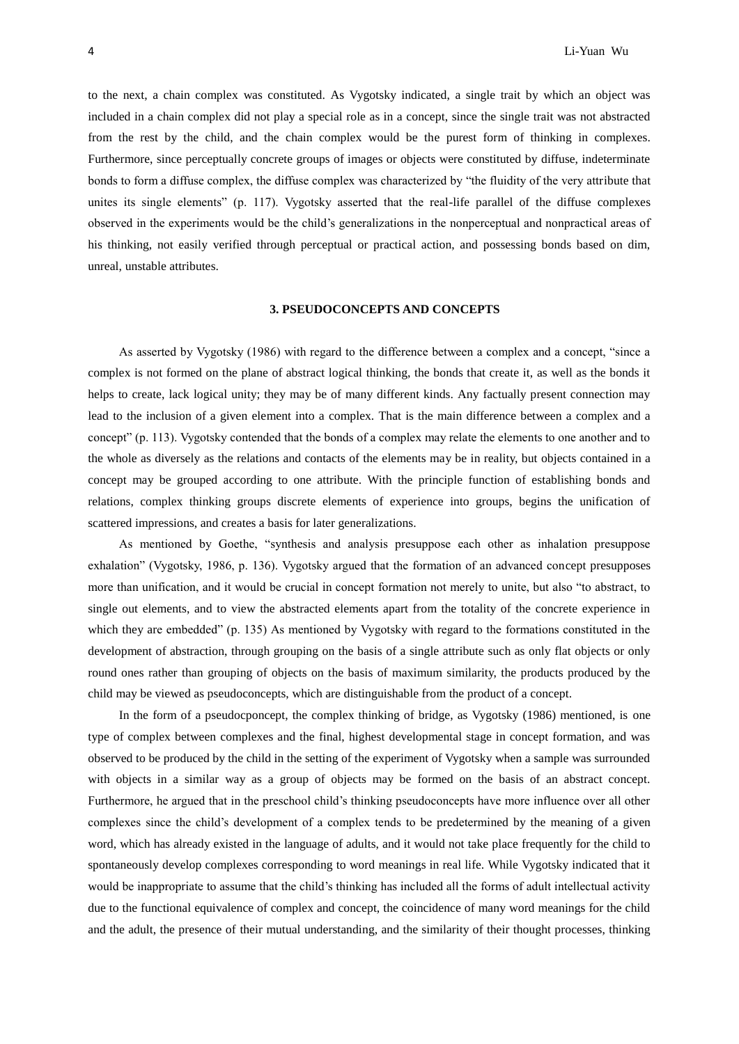to the next, a chain complex was constituted. As Vygotsky indicated, a single trait by which an object was included in a chain complex did not play a special role as in a concept, since the single trait was not abstracted from the rest by the child, and the chain complex would be the purest form of thinking in complexes. Furthermore, since perceptually concrete groups of images or objects were constituted by diffuse, indeterminate bonds to form a diffuse complex, the diffuse complex was characterized by "the fluidity of the very attribute that unites its single elements" (p. 117). Vygotsky asserted that the real-life parallel of the diffuse complexes observed in the experiments would be the child's generalizations in the nonperceptual and nonpractical areas of his thinking, not easily verified through perceptual or practical action, and possessing bonds based on dim, unreal, unstable attributes.

## 3. PSEUDOCONCEPTS AND CONCEPTS

As asserted by Vygotsky (1986) with regard to the difference between a complex and a concept, "since a complex is not formed on the plane of abstract logical thinking, the bonds that create it, as well as the bonds it helps to create, lack logical unity; they may be of many different kinds. Any factually present connection may lead to the inclusion of a given element into a complex. That is the main difference between a complex and a concept" (p. 113). Vygotsky contended that the bonds of a complex may relate the elements to one another and to the whole as diversely as the relations and contacts of the elements may be in reality, but objects contained in a concept may be grouped according to one attribute. With the principle function of establishing bonds and relations, complex thinking groups discrete elements of experience into groups, begins the unification of scattered impressions, and creates a basis for later generalizations.

As mentioned by Goethe, "synthesis and analysis presuppose each other as inhalation presuppose exhalation" (Vygotsky, 1986, p. 136). Vygotsky argued that the formation of an advanced concept presupposes more than unification, and it would be crucial in concept formation not merely to unite, but also "to abstract, to single out elements, and to view the abstracted elements apart from the totality of the concrete experience in which they are embedded" (p. 135) As mentioned by Vygotsky with regard to the formations constituted in the development of abstraction, through grouping on the basis of a single attribute such as only flat objects or only round ones rather than grouping of objects on the basis of maximum similarity, the products produced by the child may be viewed as pseudoconcepts, which are distinguishable from the product of a concept.

In the form of a pseudocponcept, the complex thinking of bridge, as Vygotsky (1986) mentioned, is one type of complex between complexes and the final, highest developmental stage in concept formation, and was observed to be produced by the child in the setting of the experiment of Vygotsky when a sample was surrounded with objects in a similar way as a group of objects may be formed on the basis of an abstract concept. Furthermore, he argued that in the preschool child's thinking pseudoconcepts have more influence over all other complexes since the child's development of a complex tends to be predetermined by the meaning of a given word, which has already existed in the language of adults, and it would not take place frequently for the child to spontaneously develop complexes corresponding to word meanings in real life. While Vygotsky indicated that it would be inappropriate to assume that the child's thinking has included all the forms of adult intellectual activity due to the functional equivalence of complex and concept, the coincidence of many word meanings for the child and the adult, the presence of their mutual understanding, and the similarity of their thought processes, thinking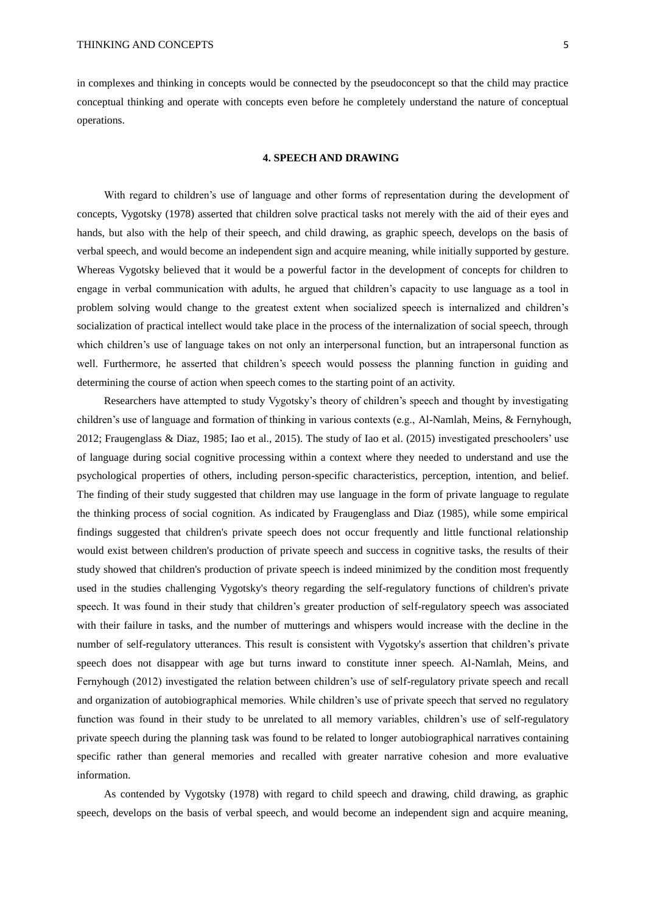in complexes and thinking in concepts would be connected by the pseudoconcept so that the child may practice conceptual thinking and operate with concepts even before he completely understand the nature of conceptual operations.

## 4. SPEECH AND DRAWING

With regard to children's use of language and other forms of representation during the development of concepts, Vygotsky (1978) asserted that children solve practical tasks not merely with the aid of their eyes and hands, but also with the help of their speech, and child drawing, as graphic speech, develops on the basis of verbal speech, and would become an independent sign and acquire meaning, while initially supported by gesture. Whereas Vygotsky believed that it would be a powerful factor in the development of concepts for children to engage in verbal communication with adults, he argued that children's capacity to use language as a tool in problem solving would change to the greatest extent when socialized speech is internalized and children's socialization of practical intellect would take place in the process of the internalization of social speech, through which children's use of language takes on not only an interpersonal function, but an intrapersonal function as well. Furthermore, he asserted that children's speech would possess the planning function in guiding and determining the course of action when speech comes to the starting point of an activity.

Researchers have attempted to study Vygotsky's theory of children's speech and thought by investigating children's use of language and formation of thinking in various contexts (e.g., Al-Namlah, Meins, & Fernyhough, 2012; Fraugenglass & Diaz, 1985; Iao et al., 2015). The study of Iao et al. (2015) investigated preschoolers' use of language during social cognitive processing within a context where they needed to understand and use the psychological properties of others, including person-specific characteristics, perception, intention, and belief. The finding of their study suggested that children may use language in the form of private language to regulate the thinking process of social cognition. As indicated by Fraugenglass and Diaz (1985), while some empirical findings suggested that children's private speech does not occur frequently and little functional relationship would exist between children's production of private speech and success in cognitive tasks, the results of their study showed that children's production of private speech is indeed minimized by the condition most frequently used in the studies challenging Vygotsky's theory regarding the self-regulatory functions of children's private speech. It was found in their study that children's greater production of self-regulatory speech was associated with their failure in tasks, and the number of mutterings and whispers would increase with the decline in the number of self-regulatory utterances. This result is consistent with Vygotsky's assertion that children's private speech does not disappear with age but turns inward to constitute inner speech. Al-Namlah, Meins, and Fernyhough (2012) investigated the relation between children's use of self-regulatory private speech and recall and organization of autobiographical memories. While children's use of private speech that served no regulatory function was found in their study to be unrelated to all memory variables, children's use of self-regulatory private speech during the planning task was found to be related to longer autobiographical narratives containing specific rather than general memories and recalled with greater narrative cohesion and more evaluative information.

As contended by Vygotsky (1978) with regard to child speech and drawing, child drawing, as graphic speech, develops on the basis of verbal speech, and would become an independent sign and acquire meaning,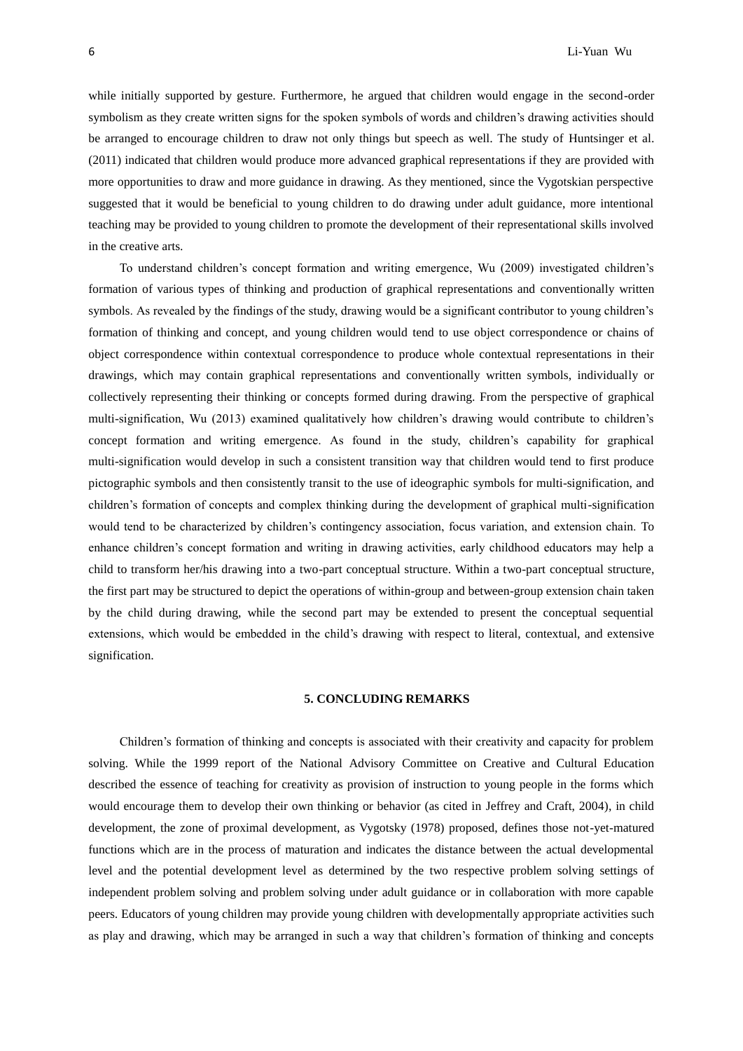while initially supported by gesture. Furthermore, he argued that children would engage in the second-order symbolism as they create written signs for the spoken symbols of words and children's drawing activities should be arranged to encourage children to draw not only things but speech as well. The study of Huntsinger et al. (2011) indicated that children would produce more advanced graphical representations if they are provided with more opportunities to draw and more guidance in drawing. As they mentioned, since the Vygotskian perspective suggested that it would be beneficial to young children to do drawing under adult guidance, more intentional teaching may be provided to young children to promote the development of their representational skills involved in the creative arts.

To understand children's concept formation and writing emergence, Wu (2009) investigated children's formation of various types of thinking and production of graphical representations and conventionally written symbols. As revealed by the findings of the study, drawing would be a significant contributor to young children's formation of thinking and concept, and young children would tend to use object correspondence or chains of object correspondence within contextual correspondence to produce whole contextual representations in their drawings, which may contain graphical representations and conventionally written symbols, individually or collectively representing their thinking or concepts formed during drawing. From the perspective of graphical multi-signification, Wu (2013) examined qualitatively how children's drawing would contribute to children's concept formation and writing emergence. As found in the study, children's capability for graphical multi-signification would develop in such a consistent transition way that children would tend to first produce pictographic symbols and then consistently transit to the use of ideographic symbols for multi-signification, and children's formation of concepts and complex thinking during the development of graphical multi-signification would tend to be characterized by children's contingency association, focus variation, and extension chain. To enhance children's concept formation and writing in drawing activities, early childhood educators may help a child to transform her/his drawing into a two-part conceptual structure. Within a two-part conceptual structure, the first part may be structured to depict the operations of within-group and between-group extension chain taken by the child during drawing, while the second part may be extended to present the conceptual sequential extensions, which would be embedded in the child's drawing with respect to literal, contextual, and extensive signification.

## 5. CONCLUDING REMARKS

Children's formation of thinking and concepts is associated with their creativity and capacity for problem solving. While the 1999 report of the National Advisory Committee on Creative and Cultural Education described the essence of teaching for creativity as provision of instruction to young people in the forms which would encourage them to develop their own thinking or behavior (as cited in Jeffrey and Craft, 2004), in child development, the zone of proximal development, as Vygotsky (1978) proposed, defines those not-yet-matured functions which are in the process of maturation and indicates the distance between the actual developmental level and the potential development level as determined by the two respective problem solving settings of independent problem solving and problem solving under adult guidance or in collaboration with more capable peers. Educators of young children may provide young children with developmentally appropriate activities such as play and drawing, which may be arranged in such a way that children's formation of thinking and concepts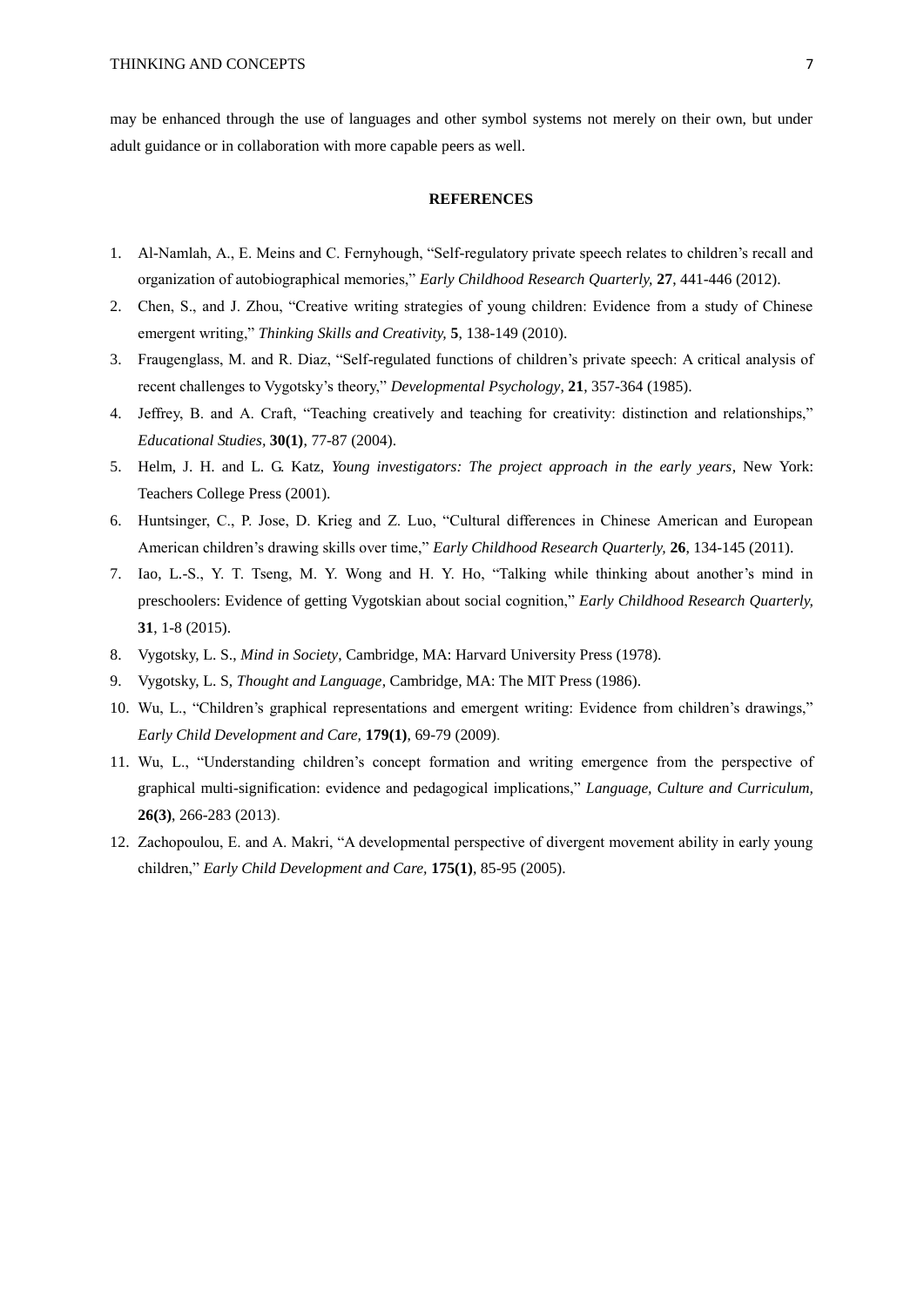may be enhanced through the use of languages and other symbol systems not merely on their own, but under adult guidance or in collaboration with more capable peers as well.

## REFERENCES

1. Al-Namlah, A., E. Meins and C. Fernyhough, "Self-regulatory private speech relates to children's recall and organization of autobiographical memories," *Early Childhood Research Quarterly,* **27**, 441-446 (2012).
2. Chen, S., and J. Zhou, "Creative writing strategies of young children: Evidence from a study of Chinese emergent writing," *Thinking Skills and Creativity,* **5**, 138-149 (2010).
3. Fraugenglass, M. and R. Diaz, "Self-regulated functions of children's private speech: A critical analysis of recent challenges to Vygotsky's theory," *Developmental Psychology,* **21**, 357-364 (1985).
4. Jeffrey, B. and A. Craft, "Teaching creatively and teaching for creativity: distinction and relationships," *Educational Studies,* **30(1)**, 77-87 (2004).
5. Helm, J. H. and L. G. Katz, *Young investigators: The project approach in the early years*, New York: Teachers College Press (2001).
6. Huntsinger, C., P. Jose, D. Krieg and Z. Luo, "Cultural differences in Chinese American and European American children's drawing skills over time," *Early Childhood Research Quarterly,* **26**, 134-145 (2011).
7. Iao, L.-S., Y. T. Tseng, M. Y. Wong and H. Y. Ho, "Talking while thinking about another's mind in preschoolers: Evidence of getting Vygotskian about social cognition," *Early Childhood Research Quarterly,* **31**, 1-8 (2015).
8. Vygotsky, L. S., *Mind in Society*, Cambridge, MA: Harvard University Press (1978).
9. Vygotsky, L. S, *Thought and Language*, Cambridge, MA: The MIT Press (1986).
10. Wu, L., "Children's graphical representations and emergent writing: Evidence from children's drawings," *Early Child Development and Care,* **179(1)**, 69-79 (2009).
11. Wu, L., "Understanding children's concept formation and writing emergence from the perspective of graphical multi-signification: evidence and pedagogical implications," *Language, Culture and Curriculum,* **26(3)**, 266-283 (2013).
12. Zachopoulou, E. and A. Makri, "A developmental perspective of divergent movement ability in early young children," *Early Child Development and Care,* **175(1)**, 85-95 (2005).